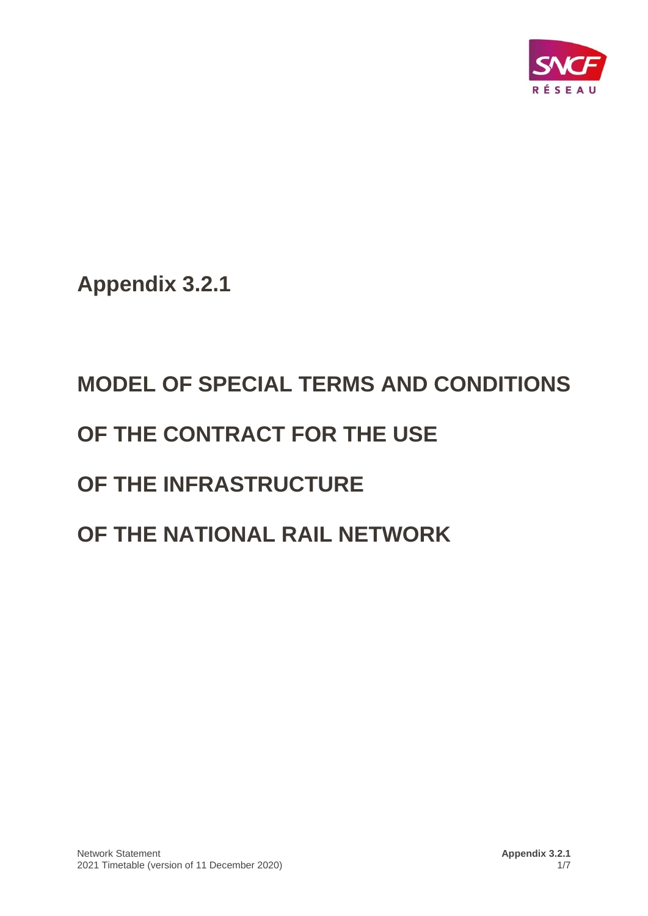# Appendix 3.2.1

# MODEL OF SPECIAL TERMS AND CONDITIONS OF THE CONTRACT FOR THE USE OF THE INFRASTRUCTURE OF THE NATIONAL RAIL NETWORK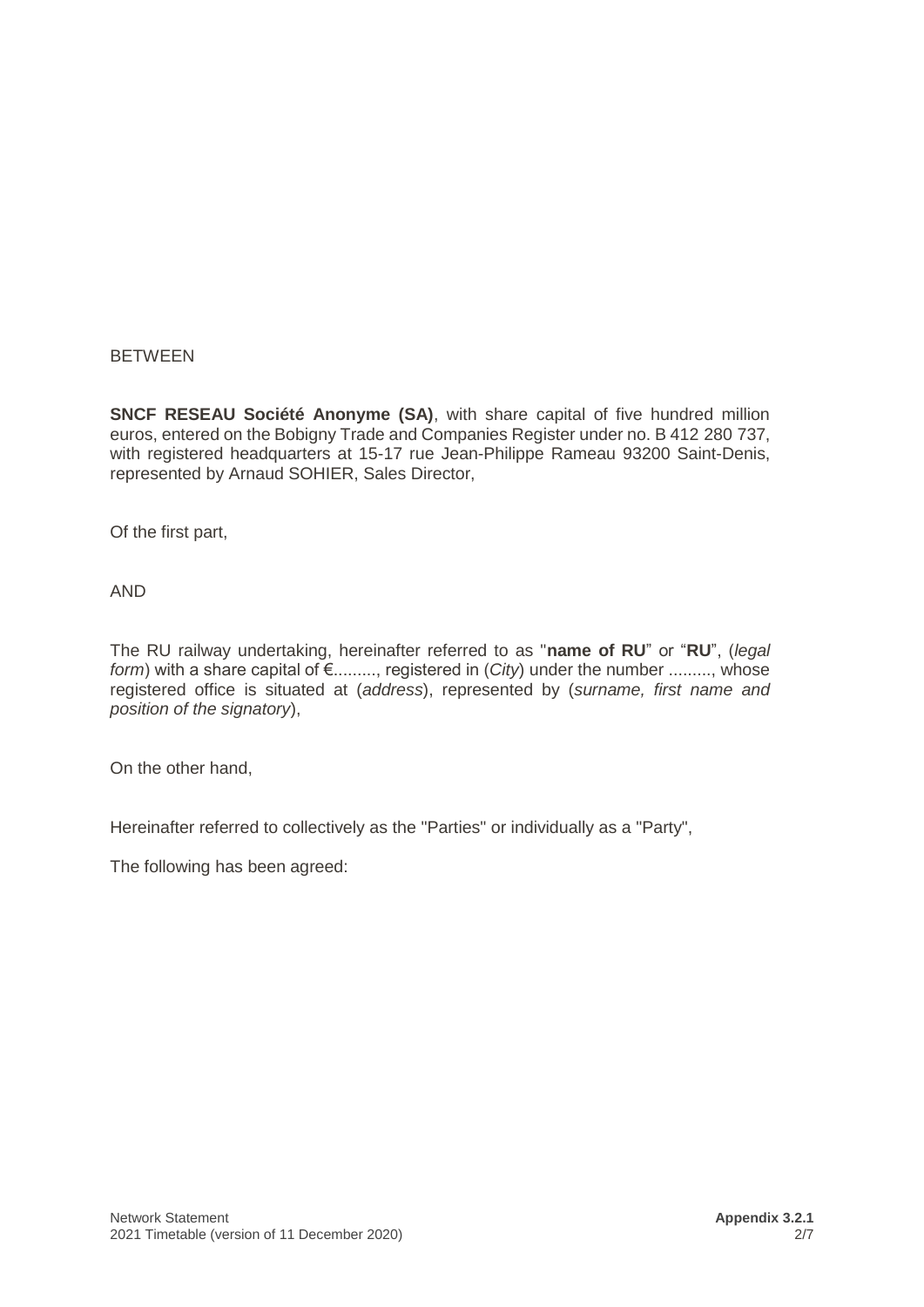BETWEEN

**SNCF RESEAU Société Anonyme (SA)**, with share capital of five hundred million euros, entered on the Bobigny Trade and Companies Register under no. B 412 280 737, with registered headquarters at 15-17 rue Jean-Philippe Rameau 93200 Saint-Denis, represented by Arnaud SOHIER, Sales Director,

Of the first part,

AND

The RU railway undertaking, hereinafter referred to as "**name of RU**" or "**RU**", (*legal form*) with a share capital of €........., registered in (*City*) under the number ........., whose registered office is situated at (*address*), represented by (*surname, first name and position of the signatory*),

On the other hand,

Hereinafter referred to collectively as the "Parties" or individually as a "Party",

The following has been agreed: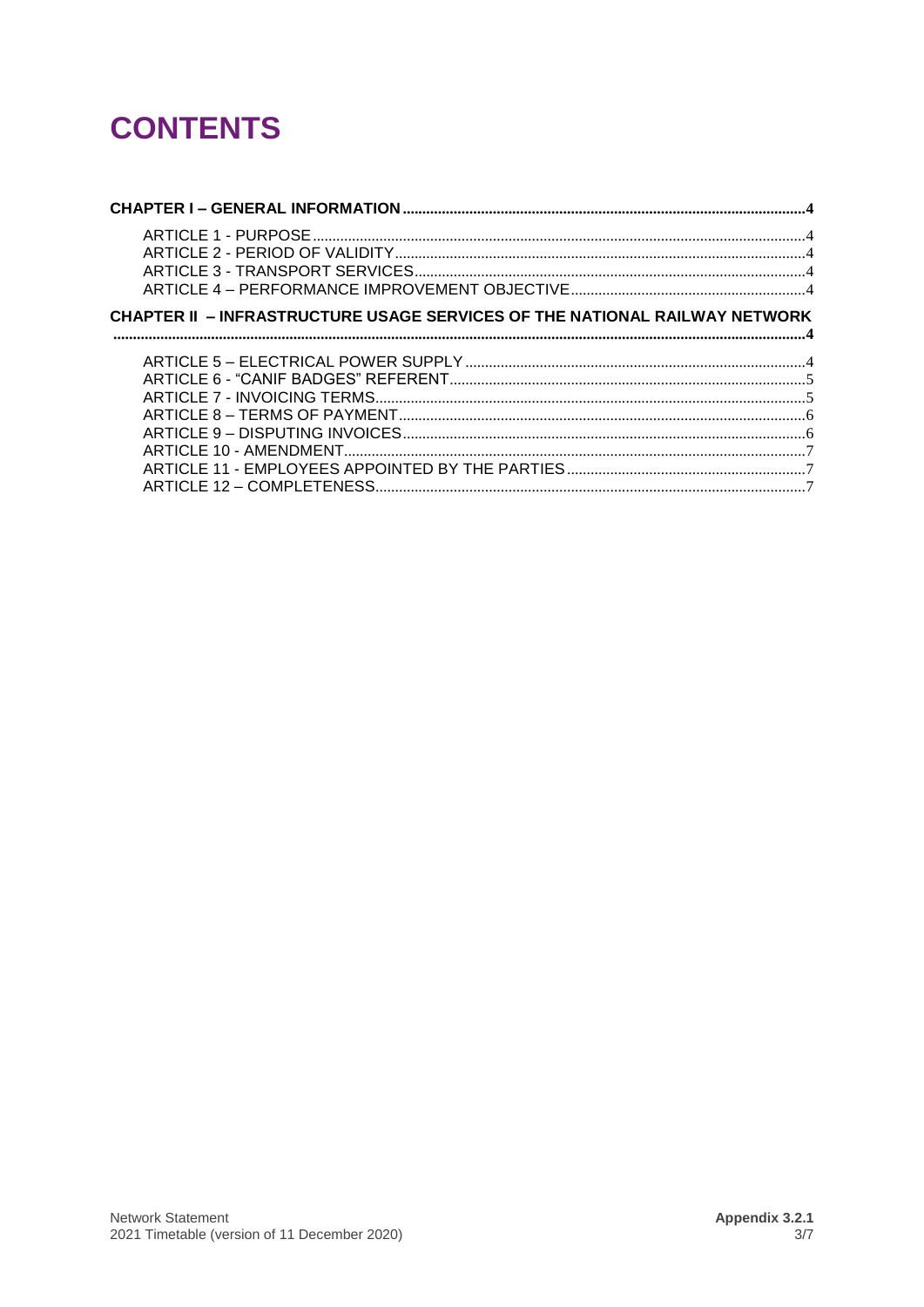# CONTENTS

**CHAPTER I – GENERAL INFORMATION** ........ 4

- ARTICLE 1 - PURPOSE ........ 4
- ARTICLE 2 - PERIOD OF VALIDITY ........ 4
- ARTICLE 3 - TRANSPORT SERVICES ........ 4
- ARTICLE 4 – PERFORMANCE IMPROVEMENT OBJECTIVE ........ 4

**CHAPTER II – INFRASTRUCTURE USAGE SERVICES OF THE NATIONAL RAILWAY NETWORK** ........ 4

- ARTICLE 5 – ELECTRICAL POWER SUPPLY ........ 4
- ARTICLE 6 - "CANIF BADGES" REFERENT ........ 5
- ARTICLE 7 - INVOICING TERMS ........ 5
- ARTICLE 8 – TERMS OF PAYMENT ........ 6
- ARTICLE 9 – DISPUTING INVOICES ........ 6
- ARTICLE 10 - AMENDMENT ........ 7
- ARTICLE 11 - EMPLOYEES APPOINTED BY THE PARTIES ........ 7
- ARTICLE 12 – COMPLETENESS ........ 7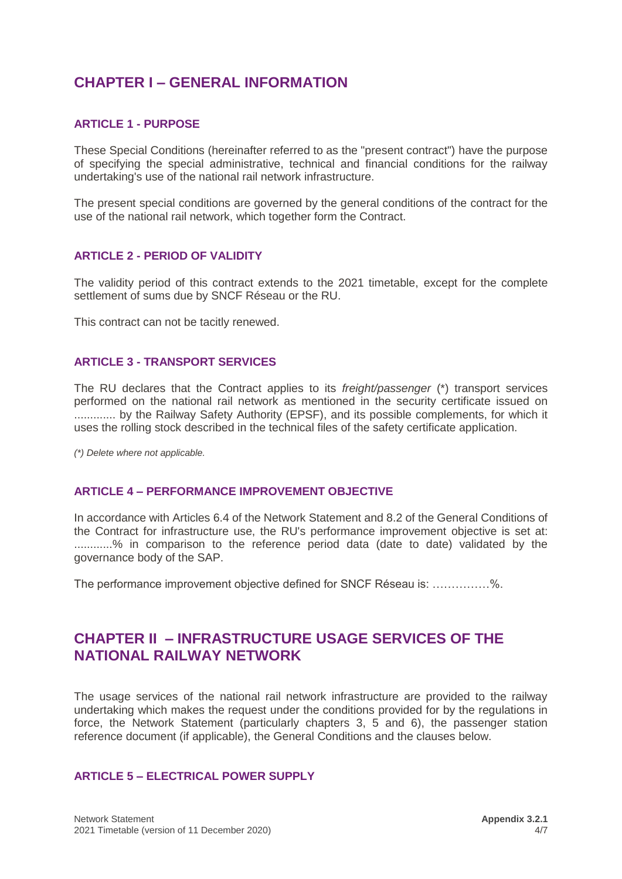## CHAPTER I – GENERAL INFORMATION

### ARTICLE 1 - PURPOSE

These Special Conditions (hereinafter referred to as the "present contract") have the purpose of specifying the special administrative, technical and financial conditions for the railway undertaking's use of the national rail network infrastructure.

The present special conditions are governed by the general conditions of the contract for the use of the national rail network, which together form the Contract.

### ARTICLE 2 - PERIOD OF VALIDITY

The validity period of this contract extends to the 2021 timetable, except for the complete settlement of sums due by SNCF Réseau or the RU.

This contract can not be tacitly renewed.

### ARTICLE 3 - TRANSPORT SERVICES

The RU declares that the Contract applies to its *freight/passenger* (*) transport services performed on the national rail network as mentioned in the security certificate issued on ............. by the Railway Safety Authority (EPSF), and its possible complements, for which it uses the rolling stock described in the technical files of the safety certificate application.

*(*) Delete where not applicable.*

### ARTICLE 4 – PERFORMANCE IMPROVEMENT OBJECTIVE

In accordance with Articles 6.4 of the Network Statement and 8.2 of the General Conditions of the Contract for infrastructure use, the RU's performance improvement objective is set at: ............% in comparison to the reference period data (date to date) validated by the governance body of the SAP.

The performance improvement objective defined for SNCF Réseau is: ……………%.

## CHAPTER II – INFRASTRUCTURE USAGE SERVICES OF THE NATIONAL RAILWAY NETWORK

The usage services of the national rail network infrastructure are provided to the railway undertaking which makes the request under the conditions provided for by the regulations in force, the Network Statement (particularly chapters 3, 5 and 6), the passenger station reference document (if applicable), the General Conditions and the clauses below.

### ARTICLE 5 – ELECTRICAL POWER SUPPLY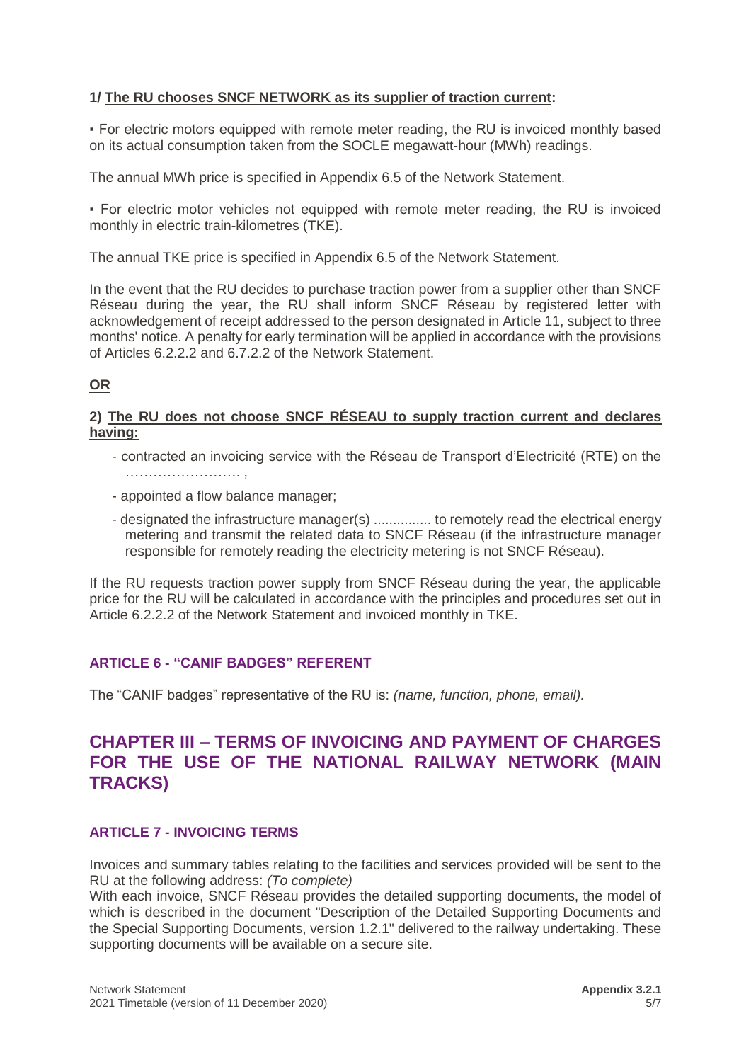**1/ The RU chooses SNCF NETWORK as its supplier of traction current:**

▪ For electric motors equipped with remote meter reading, the RU is invoiced monthly based on its actual consumption taken from the SOCLE megawatt-hour (MWh) readings.

The annual MWh price is specified in Appendix 6.5 of the Network Statement.

▪ For electric motor vehicles not equipped with remote meter reading, the RU is invoiced monthly in electric train-kilometres (TKE).

The annual TKE price is specified in Appendix 6.5 of the Network Statement.

In the event that the RU decides to purchase traction power from a supplier other than SNCF Réseau during the year, the RU shall inform SNCF Réseau by registered letter with acknowledgement of receipt addressed to the person designated in Article 11, subject to three months' notice. A penalty for early termination will be applied in accordance with the provisions of Articles 6.2.2.2 and 6.7.2.2 of the Network Statement.

**OR**

**2) The RU does not choose SNCF RÉSEAU to supply traction current and declares having:**

- contracted an invoicing service with the Réseau de Transport d'Electricité (RTE) on the …………………… ,
- appointed a flow balance manager;
- designated the infrastructure manager(s) .............. to remotely read the electrical energy metering and transmit the related data to SNCF Réseau (if the infrastructure manager responsible for remotely reading the electricity metering is not SNCF Réseau).

If the RU requests traction power supply from SNCF Réseau during the year, the applicable price for the RU will be calculated in accordance with the principles and procedures set out in Article 6.2.2.2 of the Network Statement and invoiced monthly in TKE.

### ARTICLE 6 - "CANIF BADGES" REFERENT

The "CANIF badges" representative of the RU is: *(name, function, phone, email).*

## CHAPTER III – TERMS OF INVOICING AND PAYMENT OF CHARGES FOR THE USE OF THE NATIONAL RAILWAY NETWORK (MAIN TRACKS)

### ARTICLE 7 - INVOICING TERMS

Invoices and summary tables relating to the facilities and services provided will be sent to the RU at the following address: *(To complete)*
With each invoice, SNCF Réseau provides the detailed supporting documents, the model of which is described in the document "Description of the Detailed Supporting Documents and the Special Supporting Documents, version 1.2.1" delivered to the railway undertaking. These supporting documents will be available on a secure site.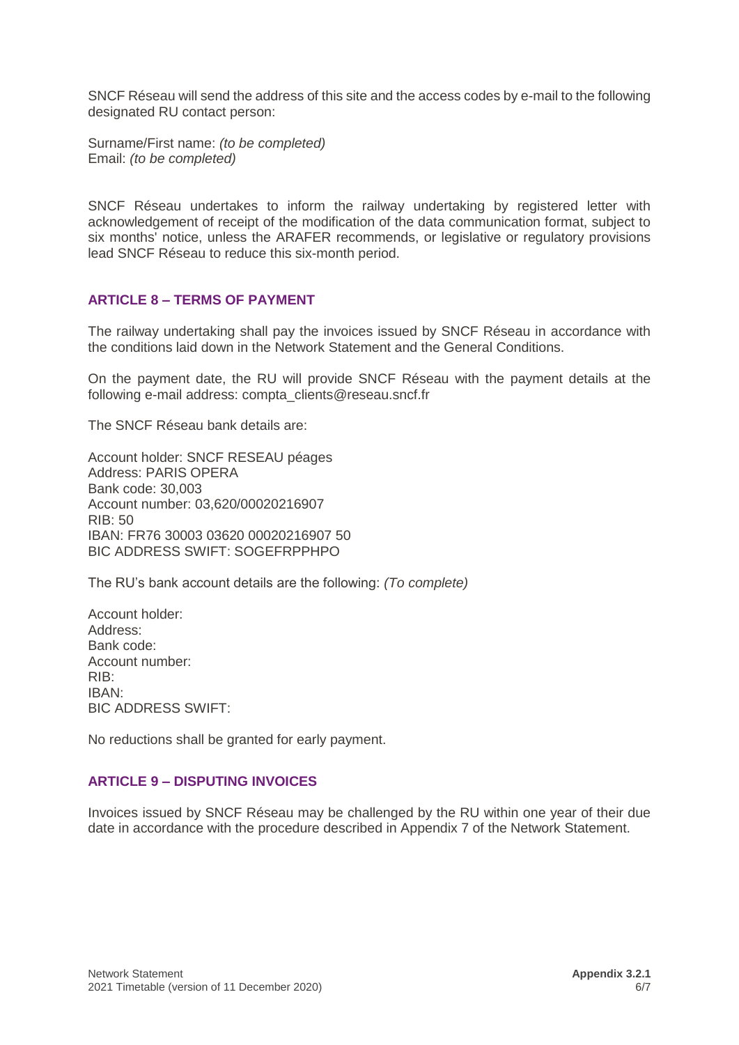SNCF Réseau will send the address of this site and the access codes by e-mail to the following designated RU contact person:

Surname/First name: *(to be completed)*
Email: *(to be completed)*

SNCF Réseau undertakes to inform the railway undertaking by registered letter with acknowledgement of receipt of the modification of the data communication format, subject to six months' notice, unless the ARAFER recommends, or legislative or regulatory provisions lead SNCF Réseau to reduce this six-month period.

## ARTICLE 8 – TERMS OF PAYMENT

The railway undertaking shall pay the invoices issued by SNCF Réseau in accordance with the conditions laid down in the Network Statement and the General Conditions.

On the payment date, the RU will provide SNCF Réseau with the payment details at the following e-mail address: compta_clients@reseau.sncf.fr

The SNCF Réseau bank details are:

Account holder: SNCF RESEAU péages
Address: PARIS OPERA
Bank code: 30,003
Account number: 03,620/00020216907
RIB: 50
IBAN: FR76 30003 03620 00020216907 50
BIC ADDRESS SWIFT: SOGEFRPPHPO

The RU's bank account details are the following: *(To complete)*

Account holder:
Address:
Bank code:
Account number:
RIB:
IBAN:
BIC ADDRESS SWIFT:

No reductions shall be granted for early payment.

## ARTICLE 9 – DISPUTING INVOICES

Invoices issued by SNCF Réseau may be challenged by the RU within one year of their due date in accordance with the procedure described in Appendix 7 of the Network Statement.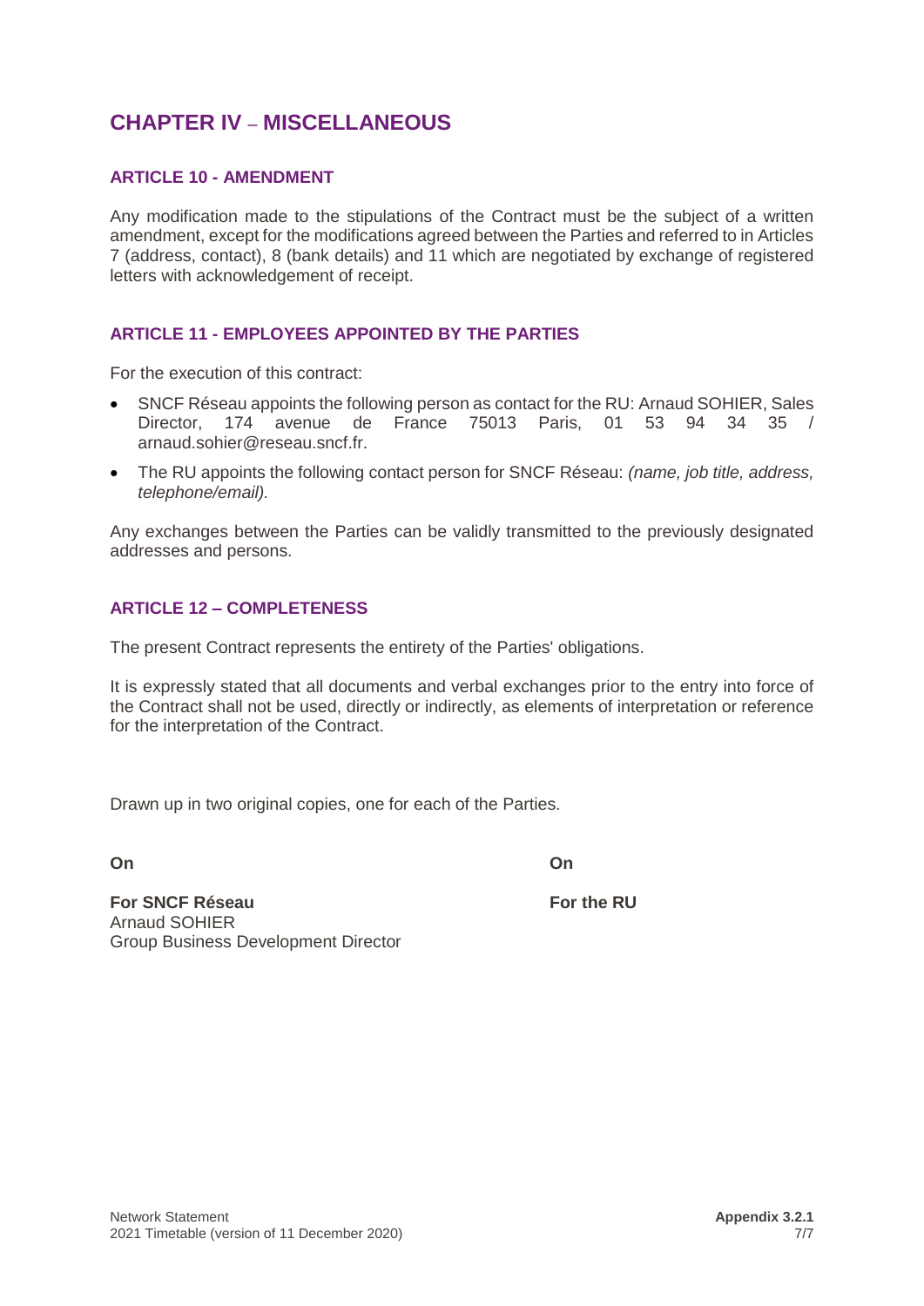# CHAPTER IV – MISCELLANEOUS

## ARTICLE 10 - AMENDMENT

Any modification made to the stipulations of the Contract must be the subject of a written amendment, except for the modifications agreed between the Parties and referred to in Articles 7 (address, contact), 8 (bank details) and 11 which are negotiated by exchange of registered letters with acknowledgement of receipt.

## ARTICLE 11 - EMPLOYEES APPOINTED BY THE PARTIES

For the execution of this contract:

- SNCF Réseau appoints the following person as contact for the RU: Arnaud SOHIER, Sales Director, 174 avenue de France 75013 Paris, 01 53 94 34 35 / arnaud.sohier@reseau.sncf.fr.
- The RU appoints the following contact person for SNCF Réseau: *(name, job title, address, telephone/email).*

Any exchanges between the Parties can be validly transmitted to the previously designated addresses and persons.

## ARTICLE 12 – COMPLETENESS

The present Contract represents the entirety of the Parties' obligations.

It is expressly stated that all documents and verbal exchanges prior to the entry into force of the Contract shall not be used, directly or indirectly, as elements of interpretation or reference for the interpretation of the Contract.

Drawn up in two original copies, one for each of the Parties.

**On**

**For SNCF Réseau**
Arnaud SOHIER
Group Business Development Director

**On**

**For the RU**